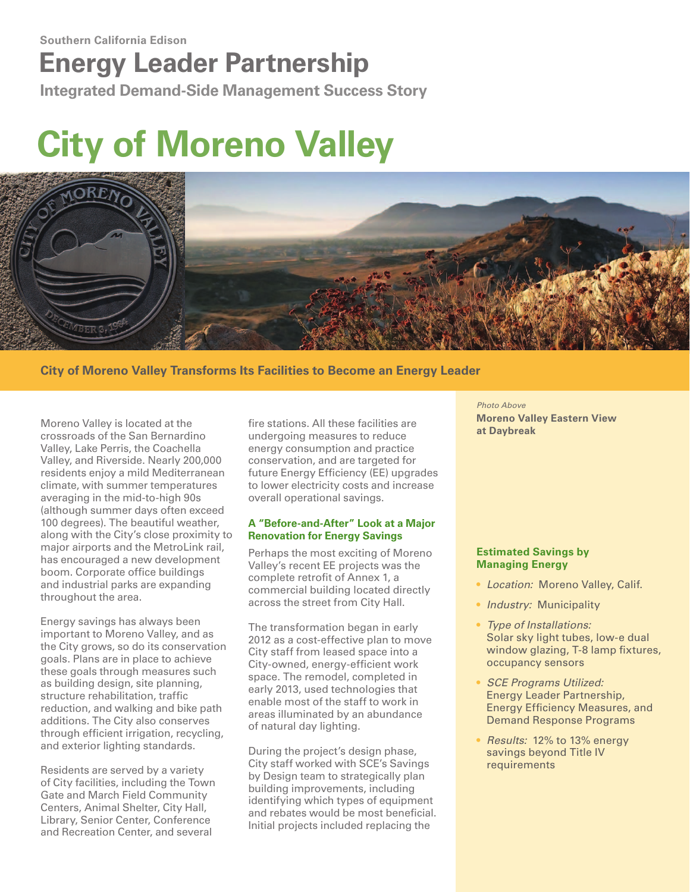Southern California Edison

# Energy Leader Partnership

**Integrated Demand-Side Management Success Story**

# City of Moreno Valley

## City of Moreno Valley Transforms Its Facilities to Become an Energy Leader

Moreno Valley is located at the crossroads of the San Bernardino Valley, Lake Perris, the Coachella Valley, and Riverside. Nearly 200,000 residents enjoy a mild Mediterranean climate, with summer temperatures averaging in the mid-to-high 90s (although summer days often exceed 100 degrees). The beautiful weather, along with the City's close proximity to major airports and the MetroLink rail, has encouraged a new development boom. Corporate office buildings and industrial parks are expanding throughout the area.

Energy savings has always been important to Moreno Valley, and as the City grows, so do its conservation goals. Plans are in place to achieve these goals through measures such as building design, site planning, structure rehabilitation, traffic reduction, and walking and bike path additions. The City also conserves through efficient irrigation, recycling, and exterior lighting standards.

Residents are served by a variety of City facilities, including the Town Gate and March Field Community Centers, Animal Shelter, City Hall, Library, Senior Center, Conference and Recreation Center, and several fire stations. All these facilities are undergoing measures to reduce energy consumption and practice conservation, and are targeted for future Energy Efficiency (EE) upgrades to lower electricity costs and increase overall operational savings.

### A "Before-and-After" Look at a Major Renovation for Energy Savings

Perhaps the most exciting of Moreno Valley's recent EE projects was the complete retrofit of Annex 1, a commercial building located directly across the street from City Hall.

The transformation began in early 2012 as a cost-effective plan to move City staff from leased space into a City-owned, energy-efficient work space. The remodel, completed in early 2013, used technologies that enable most of the staff to work in areas illuminated by an abundance of natural day lighting.

During the project's design phase, City staff worked with SCE's Savings by Design team to strategically plan building improvements, including identifying which types of equipment and rebates would be most beneficial. Initial projects included replacing the

*Photo Above*
**Moreno Valley Eastern View at Daybreak**

### Estimated Savings by Managing Energy

- *Location:* Moreno Valley, Calif.
- *Industry:* Municipality
- *Type of Installations:* Solar sky light tubes, low-e dual window glazing, T-8 lamp fixtures, occupancy sensors
- *SCE Programs Utilized:* Energy Leader Partnership, Energy Efficiency Measures, and Demand Response Programs
- *Results:* 12% to 13% energy savings beyond Title IV requirements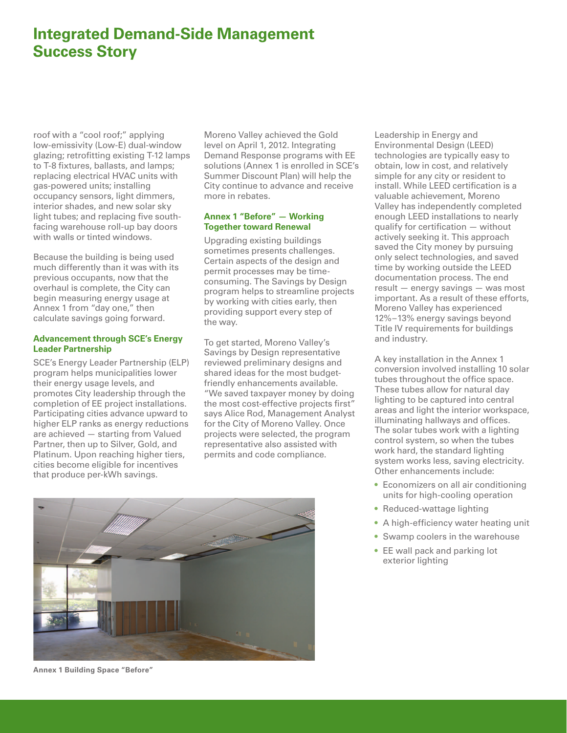# Integrated Demand-Side Management Success Story

roof with a "cool roof;" applying low-emissivity (Low-E) dual-window glazing; retrofitting existing T-12 lamps to T-8 fixtures, ballasts, and lamps; replacing electrical HVAC units with gas-powered units; installing occupancy sensors, light dimmers, interior shades, and new solar sky light tubes; and replacing five south-facing warehouse roll-up bay doors with walls or tinted windows.

Because the building is being used much differently than it was with its previous occupants, now that the overhaul is complete, the City can begin measuring energy usage at Annex 1 from "day one," then calculate savings going forward.

### Advancement through SCE's Energy Leader Partnership

SCE's Energy Leader Partnership (ELP) program helps municipalities lower their energy usage levels, and promotes City leadership through the completion of EE project installations. Participating cities advance upward to higher ELP ranks as energy reductions are achieved — starting from Valued Partner, then up to Silver, Gold, and Platinum. Upon reaching higher tiers, cities become eligible for incentives that produce per-kWh savings.

Moreno Valley achieved the Gold level on April 1, 2012. Integrating Demand Response programs with EE solutions (Annex 1 is enrolled in SCE's Summer Discount Plan) will help the City continue to advance and receive more in rebates.

### Annex 1 "Before" — Working Together toward Renewal

Upgrading existing buildings sometimes presents challenges. Certain aspects of the design and permit processes may be time-consuming. The Savings by Design program helps to streamline projects by working with cities early, then providing support every step of the way.

To get started, Moreno Valley's Savings by Design representative reviewed preliminary designs and shared ideas for the most budget-friendly enhancements available. "We saved taxpayer money by doing the most cost-effective projects first" says Alice Rod, Management Analyst for the City of Moreno Valley. Once projects were selected, the program representative also assisted with permits and code compliance.

Annex 1 Building Space "Before"

Leadership in Energy and Environmental Design (LEED) technologies are typically easy to obtain, low in cost, and relatively simple for any city or resident to install. While LEED certification is a valuable achievement, Moreno Valley has independently completed enough LEED installations to nearly qualify for certification — without actively seeking it. This approach saved the City money by pursuing only select technologies, and saved time by working outside the LEED documentation process. The end result — energy savings — was most important. As a result of these efforts, Moreno Valley has experienced 12%–13% energy savings beyond Title IV requirements for buildings and industry.

A key installation in the Annex 1 conversion involved installing 10 solar tubes throughout the office space. These tubes allow for natural day lighting to be captured into central areas and light the interior workspace, illuminating hallways and offices. The solar tubes work with a lighting control system, so when the tubes work hard, the standard lighting system works less, saving electricity. Other enhancements include:

- Economizers on all air conditioning units for high-cooling operation
- Reduced-wattage lighting
- A high-efficiency water heating unit
- Swamp coolers in the warehouse
- EE wall pack and parking lot exterior lighting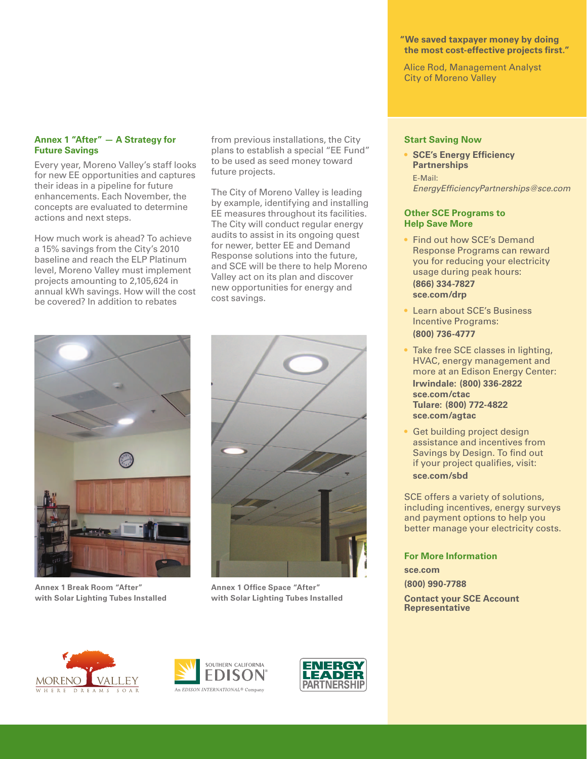## Annex 1 "After" — A Strategy for Future Savings

Every year, Moreno Valley's staff looks for new EE opportunities and captures their ideas in a pipeline for future enhancements. Each November, the concepts are evaluated to determine actions and next steps.

How much work is ahead? To achieve a 15% savings from the City's 2010 baseline and reach the ELP Platinum level, Moreno Valley must implement projects amounting to 2,105,624 in annual kWh savings. How will the cost be covered? In addition to rebates from previous installations, the City plans to establish a special "EE Fund" to be used as seed money toward future projects.

The City of Moreno Valley is leading by example, identifying and installing EE measures throughout its facilities. The City will conduct regular energy audits to assist in its ongoing quest for newer, better EE and Demand Response solutions into the future, and SCE will be there to help Moreno Valley act on its plan and discover new opportunities for energy and cost savings.

**Annex 1 Break Room "After" with Solar Lighting Tubes Installed**

**Annex 1 Office Space "After" with Solar Lighting Tubes Installed**

**"We saved taxpayer money by doing the most cost-effective projects first."**

Alice Rod, Management Analyst
City of Moreno Valley

## Start Saving Now

- **SCE's Energy Efficiency Partnerships**
  E-Mail:
  *EnergyEfficiencyPartnerships@sce.com*

## Other SCE Programs to Help Save More

- Find out how SCE's Demand Response Programs can reward you for reducing your electricity usage during peak hours:
  **(866) 334-7827**
  **sce.com/drp**
- Learn about SCE's Business Incentive Programs:
  **(800) 736-4777**
- Take free SCE classes in lighting, HVAC, energy management and more at an Edison Energy Center:
  **Irwindale: (800) 336-2822**
  **sce.com/ctac**
  **Tulare: (800) 772-4822**
  **sce.com/agtac**
- Get building project design assistance and incentives from Savings by Design. To find out if your project qualifies, visit:
  **sce.com/sbd**

SCE offers a variety of solutions, including incentives, energy surveys and payment options to help you better manage your electricity costs.

## For More Information

**sce.com**

**(800) 990-7788**

**Contact your SCE Account Representative**

MORENO VALLEY — WHERE DREAMS SOAR

SOUTHERN CALIFORNIA EDISON — An EDISON INTERNATIONAL® Company

ENERGY LEADER PARTNERSHIP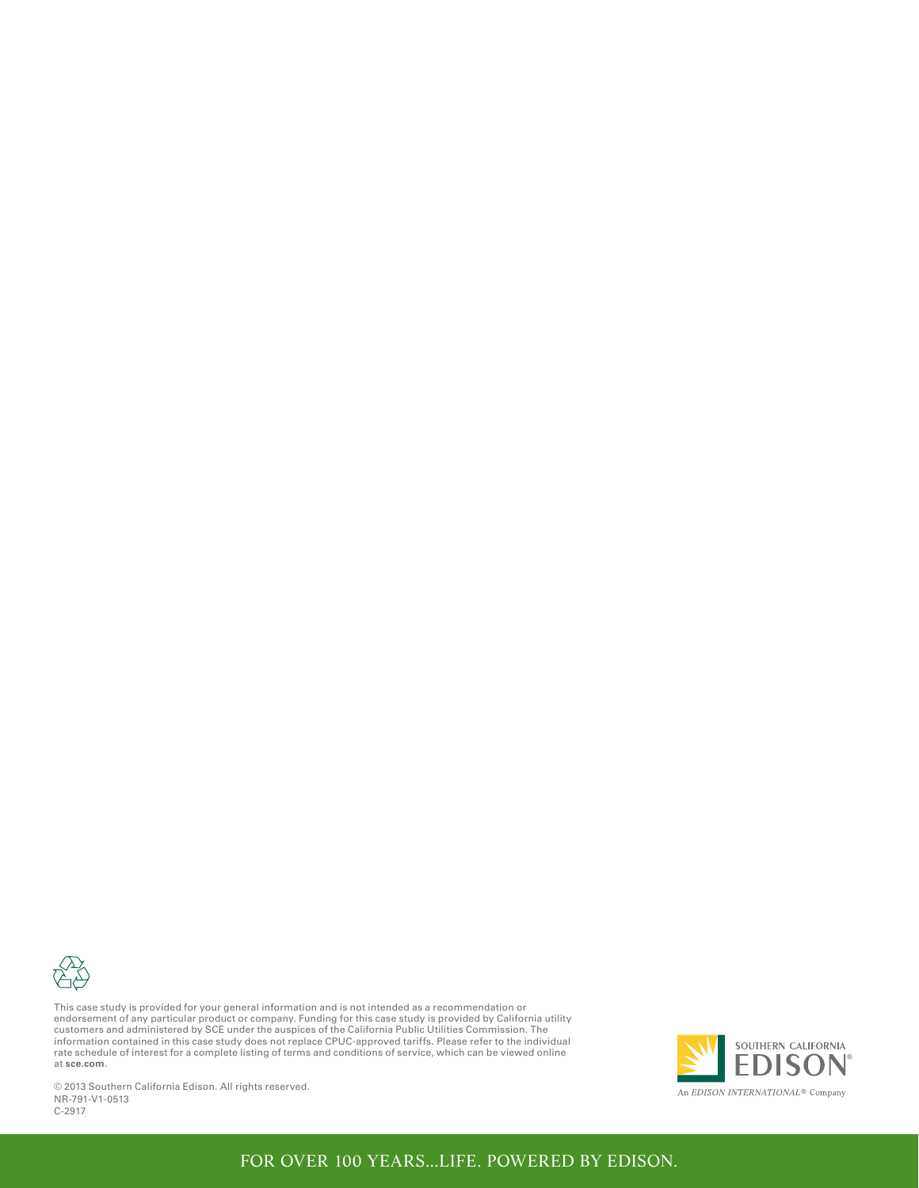This case study is provided for your general information and is not intended as a recommendation or endorsement of any particular product or company. Funding for this case study is provided by California utility customers and administered by SCE under the auspices of the California Public Utilities Commission. The information contained in this case study does not replace CPUC-approved tariffs. Please refer to the individual rate schedule of interest for a complete listing of terms and conditions of service, which can be viewed online at **sce.com**.

© 2013 Southern California Edison. All rights reserved.
NR-791-V1-0513
C-2917

SOUTHERN CALIFORNIA
EDISON®
An *EDISON INTERNATIONAL*® Company

FOR OVER 100 YEARS...LIFE. POWERED BY EDISON.